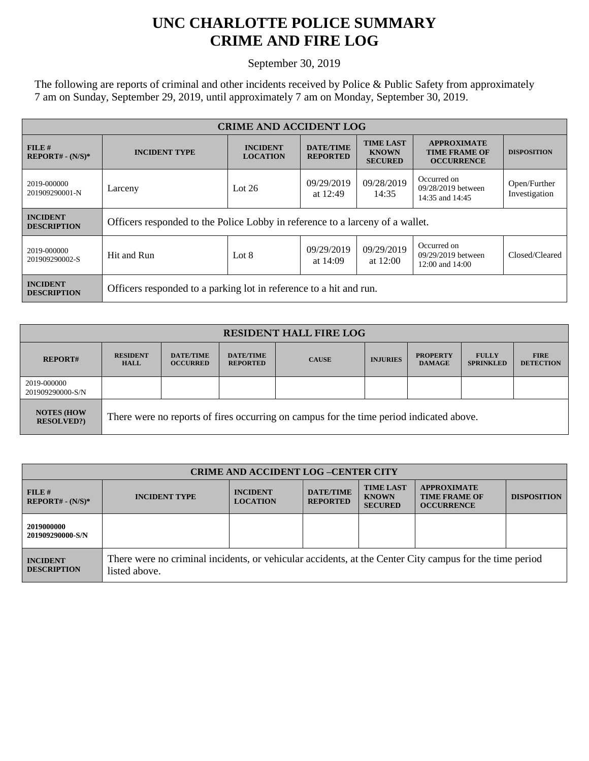# UNC CHARLOTTE POLICE SUMMARY
# CRIME AND FIRE LOG

September 30, 2019

The following are reports of criminal and other incidents received by Police & Public Safety from approximately 7 am on Sunday, September 29, 2019, until approximately 7 am on Monday, September 30, 2019.

| CRIME AND ACCIDENT LOG | | | | | | |
|---|---|---|---|---|---|---|
| **FILE # REPORT# - (N/S)*** | **INCIDENT TYPE** | **INCIDENT LOCATION** | **DATE/TIME REPORTED** | **TIME LAST KNOWN SECURED** | **APPROXIMATE TIME FRAME OF OCCURRENCE** | **DISPOSITION** |
| 2019-000000 201909290001-N | Larceny | Lot 26 | 09/29/2019 at 12:49 | 09/28/2019 14:35 | Occurred on 09/28/2019 between 14:35 and 14:45 | Open/Further Investigation |
| **INCIDENT DESCRIPTION** | Officers responded to the Police Lobby in reference to a larceny of a wallet. | | | | | |
| 2019-000000 201909290002-S | Hit and Run | Lot 8 | 09/29/2019 at 14:09 | 09/29/2019 at 12:00 | Occurred on 09/29/2019 between 12:00 and 14:00 | Closed/Cleared |
| **INCIDENT DESCRIPTION** | Officers responded to a parking lot in reference to a hit and run. | | | | | |

| RESIDENT HALL FIRE LOG | | | | | | | | |
|---|---|---|---|---|---|---|---|---|
| **REPORT#** | **RESIDENT HALL** | **DATE/TIME OCCURRED** | **DATE/TIME REPORTED** | **CAUSE** | **INJURIES** | **PROPERTY DAMAGE** | **FULLY SPRINKLED** | **FIRE DETECTION** |
| 2019-000000 201909290000-S/N | | | | | | | | |
| **NOTES (HOW RESOLVED?)** | There were no reports of fires occurring on campus for the time period indicated above. | | | | | | | |

| CRIME AND ACCIDENT LOG –CENTER CITY | | | | | | |
|---|---|---|---|---|---|---|
| **FILE # REPORT# - (N/S)*** | **INCIDENT TYPE** | **INCIDENT LOCATION** | **DATE/TIME REPORTED** | **TIME LAST KNOWN SECURED** | **APPROXIMATE TIME FRAME OF OCCURRENCE** | **DISPOSITION** |
| **2019000000 201909290000-S/N** | | | | | | |
| **INCIDENT DESCRIPTION** | There were no criminal incidents, or vehicular accidents, at the Center City campus for the time period listed above. | | | | | |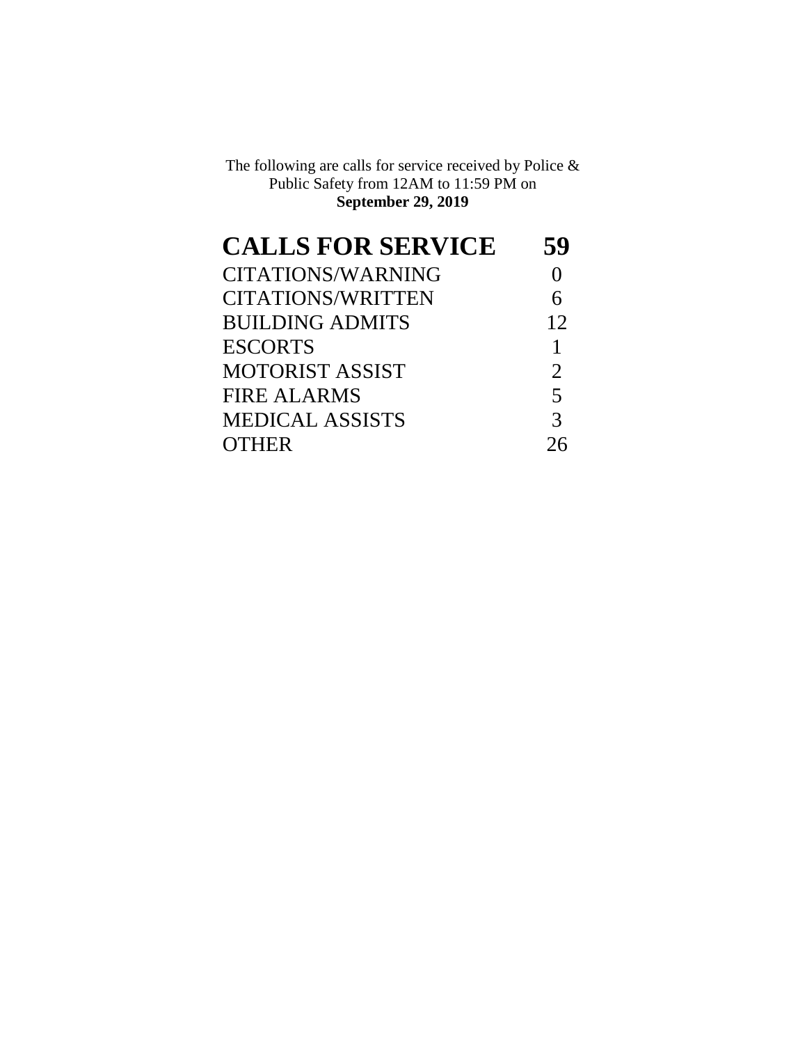The following are calls for service received by Police & Public Safety from 12AM to 11:59 PM on
**September 29, 2019**

| **CALLS FOR SERVICE** | **59** |
|---|---|
| CITATIONS/WARNING | 0 |
| CITATIONS/WRITTEN | 6 |
| BUILDING ADMITS | 12 |
| ESCORTS | 1 |
| MOTORIST ASSIST | 2 |
| FIRE ALARMS | 5 |
| MEDICAL ASSISTS | 3 |
| OTHER | 26 |